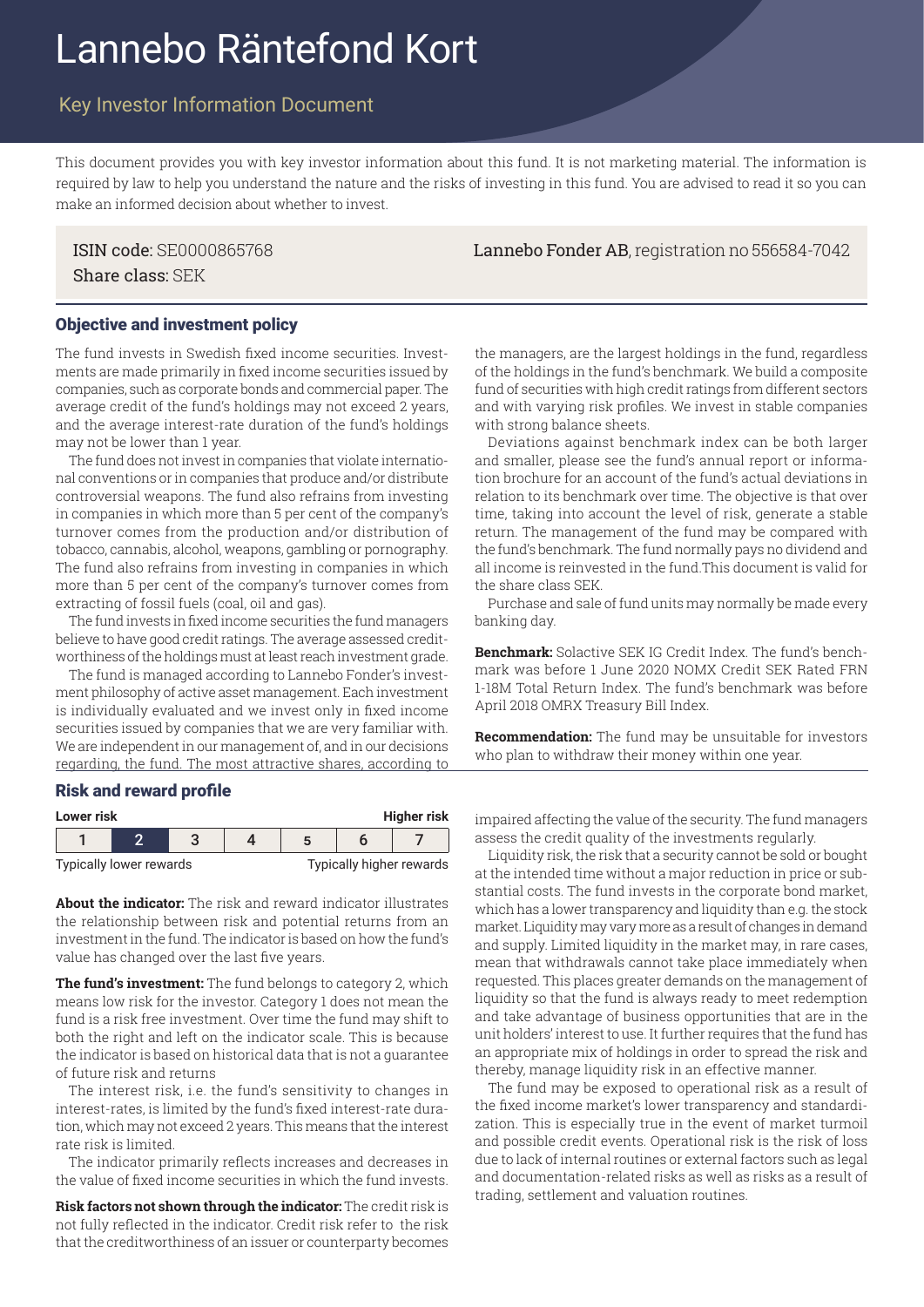# Lannebo Räntefond Kort

## Key Investor Information Document

This document provides you with key investor information about this fund. It is not marketing material. The information is required by law to help you understand the nature and the risks of investing in this fund. You are advised to read it so you can make an informed decision about whether to invest.

ISIN code: SE0000865768
Share class: SEK

**Lannebo Fonder AB**, registration no 556584-7042

### Objective and investment policy

The fund invests in Swedish fixed income securities. Investments are made primarily in fixed income securities issued by companies, such as corporate bonds and commercial paper. The average credit of the fund's holdings may not exceed 2 years, and the average interest-rate duration of the fund's holdings may not be lower than 1 year.

The fund does not invest in companies that violate international conventions or in companies that produce and/or distribute controversial weapons. The fund also refrains from investing in companies in which more than 5 per cent of the company's turnover comes from the production and/or distribution of tobacco, cannabis, alcohol, weapons, gambling or pornography. The fund also refrains from investing in companies in which more than 5 per cent of the company's turnover comes from extracting of fossil fuels (coal, oil and gas).

The fund invests in fixed income securities the fund managers believe to have good credit ratings. The average assessed creditworthiness of the holdings must at least reach investment grade.

The fund is managed according to Lannebo Fonder's investment philosophy of active asset management. Each investment is individually evaluated and we invest only in fixed income securities issued by companies that we are very familiar with. We are independent in our management of, and in our decisions regarding, the fund. The most attractive shares, according to the managers, are the largest holdings in the fund, regardless of the holdings in the fund's benchmark. We build a composite fund of securities with high credit ratings from different sectors and with varying risk profiles. We invest in stable companies with strong balance sheets.

Deviations against benchmark index can be both larger and smaller, please see the fund's annual report or information brochure for an account of the fund's actual deviations in relation to its benchmark over time. The objective is that over time, taking into account the level of risk, generate a stable return. The management of the fund may be compared with the fund's benchmark. The fund normally pays no dividend and all income is reinvested in the fund.This document is valid for the share class SEK.

Purchase and sale of fund units may normally be made every banking day.

**Benchmark:** Solactive SEK IG Credit Index. The fund's benchmark was before 1 June 2020 NOMX Credit SEK Rated FRN 1-18M Total Return Index. The fund's benchmark was before April 2018 OMRX Treasury Bill Index.

**Recommendation:** The fund may be unsuitable for investors who plan to withdraw their money within one year.

### Risk and reward profile

Lower risk — Higher risk

| 1 | **2** | 3 | 4 | 5 | 6 | 7 |
|---|---|---|---|---|---|---|

Typically lower rewards — Typically higher rewards

**About the indicator:** The risk and reward indicator illustrates the relationship between risk and potential returns from an investment in the fund. The indicator is based on how the fund's value has changed over the last five years.

**The fund's investment:** The fund belongs to category 2, which means low risk for the investor. Category 1 does not mean the fund is a risk free investment. Over time the fund may shift to both the right and left on the indicator scale. This is because the indicator is based on historical data that is not a guarantee of future risk and returns

The interest risk, i.e. the fund's sensitivity to changes in interest-rates, is limited by the fund's fixed interest-rate duration, which may not exceed 2 years. This means that the interest rate risk is limited.

The indicator primarily reflects increases and decreases in the value of fixed income securities in which the fund invests.

**Risk factors not shown through the indicator:** The credit risk is not fully reflected in the indicator. Credit risk refer to the risk that the creditworthiness of an issuer or counterparty becomes impaired affecting the value of the security. The fund managers assess the credit quality of the investments regularly.

Liquidity risk, the risk that a security cannot be sold or bought at the intended time without a major reduction in price or substantial costs. The fund invests in the corporate bond market, which has a lower transparency and liquidity than e.g. the stock market. Liquidity may vary more as a result of changes in demand and supply. Limited liquidity in the market may, in rare cases, mean that withdrawals cannot take place immediately when requested. This places greater demands on the management of liquidity so that the fund is always ready to meet redemption and take advantage of business opportunities that are in the unit holders' interest to use. It further requires that the fund has an appropriate mix of holdings in order to spread the risk and thereby, manage liquidity risk in an effective manner.

The fund may be exposed to operational risk as a result of the fixed income market's lower transparency and standardization. This is especially true in the event of market turmoil and possible credit events. Operational risk is the risk of loss due to lack of internal routines or external factors such as legal and documentation-related risks as well as risks as a result of trading, settlement and valuation routines.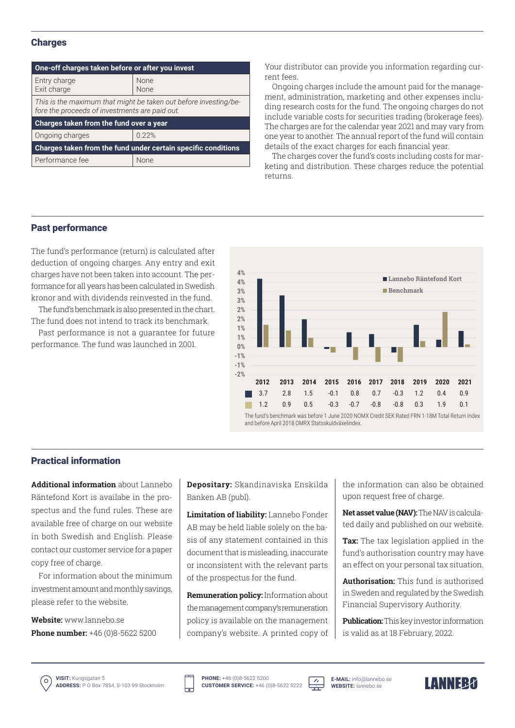## Charges

| One-off charges taken before or after you invest | |
|---|---|
| Entry charge<br>Exit charge | None<br>None |
| *This is the maximum that might be taken out before investing/before the proceeds of investments are paid out.* | |
| **Charges taken from the fund over a year** | |
| Ongoing charges | 0.22% |
| **Charges taken from the fund under certain specific conditions** | |
| Performance fee | None |

Your distributor can provide you information regarding current fees.

Ongoing charges include the amount paid for the management, administration, marketing and other expenses including research costs for the fund. The ongoing charges do not include variable costs for securities trading (brokerage fees). The charges are for the calendar year 2021 and may vary from one year to another. The annual report of the fund will contain details of the exact charges for each financial year.

The charges cover the fund's costs including costs for marketing and distribution. These charges reduce the potential returns.

## Past performance

The fund's performance (return) is calculated after deduction of ongoing charges. Any entry and exit charges have not been taken into account. The performance for all years has been calculated in Swedish kronor and with dividends reinvested in the fund.

The fund's benchmark is also presented in the chart. The fund does not intend to track its benchmark.

Past performance is not a guarantee for future performance. The fund was launched in 2001.

4%
4%
3%
3%
2%
2%
1%
1%
0%
-1%
-1%
-2%

Lannebo Räntefond Kort
Benchmark

2012 2013 2014 2015 2016 2017 2018 2019 2020 2021
3.7 2.8 1.5 -0.1 0.8 0.7 -0.3 1.2 0.4 0.9
1.2 0.9 0.5 -0.3 -0.7 -0.8 -0.8 0.3 1.9 0.1

The fund's benchmark was before 1 June 2020 NOMX Credit SEK Rated FRN 1-18M Total Return Index and before April 2018 OMRX Statsskuldväxelindex.

## Practical information

**Additional information** about Lannebo Räntefond Kort is availabe in the prospectus and the fund rules. These are available free of charge on our website in both Swedish and English. Please contact our customer service for a paper copy free of charge.

For information about the minimum investment amount and monthly savings, please refer to the website.

**Website:** www.lannebo.se
**Phone number:** +46 (0)8-5622 5200

**Depositary:** Skandinaviska Enskilda Banken AB (publ).

**Limitation of liability:** Lannebo Fonder AB may be held liable solely on the basis of any statement contained in this document that is misleading, inaccurate or inconsistent with the relevant parts of the prospectus for the fund.

**Remuneration policy:** Information about the management company's remuneration policy is available on the management company's website. A printed copy of the information can also be obtained upon request free of charge.

**Net asset value (NAV):** The NAV is calculated daily and published on our website.

**Tax:** The tax legislation applied in the fund's authorisation country may have an effect on your personal tax situation.

**Authorisation:** This fund is authorised in Sweden and regulated by the Swedish Financial Supervisory Authority.

**Publication:** This key investor information is valid as at 18 February, 2022.

**VISIT:** Kungsgatan 5
**ADDRESS:** P O Box 7854, S-103 99 Stockholm

**PHONE:** +46 (0)8-5622 5200
**CUSTOMER SERVICE:** +46 (0)8-5622 5222

**E-MAIL:** info@lannebo.se
**WEBSITE:** lannebo.se

LANNEBO